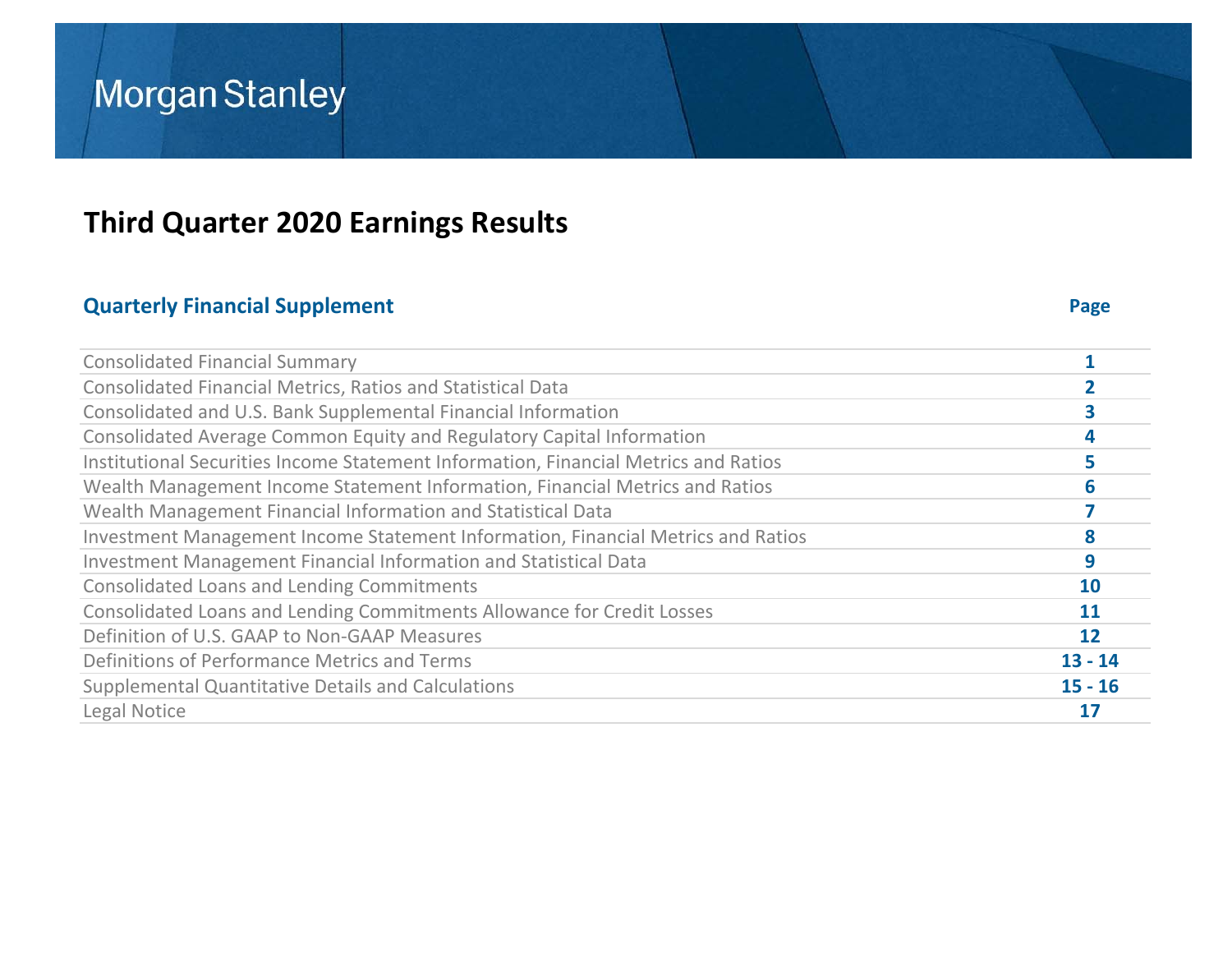# Morgan Stanley

## Third Quarter 2020 Earnings Results

| Quarterly Financial Supplement | Page |
| --- | --- |
| Consolidated Financial Summary | 1 |
| Consolidated Financial Metrics, Ratios and Statistical Data | 2 |
| Consolidated and U.S. Bank Supplemental Financial Information | 3 |
| Consolidated Average Common Equity and Regulatory Capital Information | 4 |
| Institutional Securities Income Statement Information, Financial Metrics and Ratios | 5 |
| Wealth Management Income Statement Information, Financial Metrics and Ratios | 6 |
| Wealth Management Financial Information and Statistical Data | 7 |
| Investment Management Income Statement Information, Financial Metrics and Ratios | 8 |
| Investment Management Financial Information and Statistical Data | 9 |
| Consolidated Loans and Lending Commitments | 10 |
| Consolidated Loans and Lending Commitments Allowance for Credit Losses | 11 |
| Definition of U.S. GAAP to Non-GAAP Measures | 12 |
| Definitions of Performance Metrics and Terms | 13 - 14 |
| Supplemental Quantitative Details and Calculations | 15 - 16 |
| Legal Notice | 17 |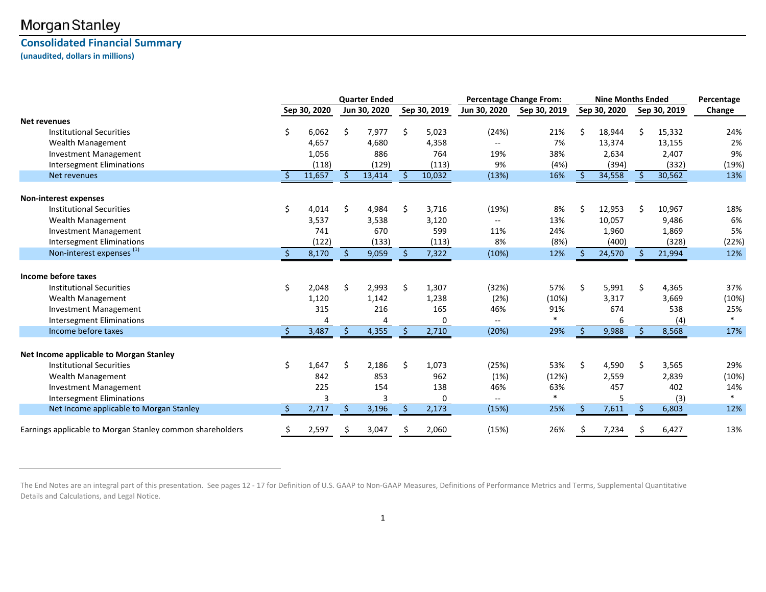Morgan Stanley

## Consolidated Financial Summary

**(unaudited, dollars in millions)**

| | Quarter Ended | | | Percentage Change From: | | Nine Months Ended | | Percentage |
|---|---|---|---|---|---|---|---|---|
| | Sep 30, 2020 | Jun 30, 2020 | Sep 30, 2019 | Jun 30, 2020 | Sep 30, 2019 | Sep 30, 2020 | Sep 30, 2019 | Change |
| **Net revenues** | | | | | | | | |
| Institutional Securities | $ 6,062 | $ 7,977 | $ 5,023 | (24%) | 21% | $ 18,944 | $ 15,332 | 24% |
| Wealth Management | 4,657 | 4,680 | 4,358 | -- | 7% | 13,374 | 13,155 | 2% |
| Investment Management | 1,056 | 886 | 764 | 19% | 38% | 2,634 | 2,407 | 9% |
| Intersegment Eliminations | (118) | (129) | (113) | 9% | (4%) | (394) | (332) | (19%) |
| Net revenues | $ 11,657 | $ 13,414 | $ 10,032 | (13%) | 16% | $ 34,558 | $ 30,562 | 13% |
| **Non-interest expenses** | | | | | | | | |
| Institutional Securities | $ 4,014 | $ 4,984 | $ 3,716 | (19%) | 8% | $ 12,953 | $ 10,967 | 18% |
| Wealth Management | 3,537 | 3,538 | 3,120 | -- | 13% | 10,057 | 9,486 | 6% |
| Investment Management | 741 | 670 | 599 | 11% | 24% | 1,960 | 1,869 | 5% |
| Intersegment Eliminations | (122) | (133) | (113) | 8% | (8%) | (400) | (328) | (22%) |
| Non-interest expenses [(1)] | $ 8,170 | $ 9,059 | $ 7,322 | (10%) | 12% | $ 24,570 | $ 21,994 | 12% |
| **Income before taxes** | | | | | | | | |
| Institutional Securities | $ 2,048 | $ 2,993 | $ 1,307 | (32%) | 57% | $ 5,991 | $ 4,365 | 37% |
| Wealth Management | 1,120 | 1,142 | 1,238 | (2%) | (10%) | 3,317 | 3,669 | (10%) |
| Investment Management | 315 | 216 | 165 | 46% | 91% | 674 | 538 | 25% |
| Intersegment Eliminations | 4 | 4 | 0 | -- | * | 6 | (4) | * |
| Income before taxes | $ 3,487 | $ 4,355 | $ 2,710 | (20%) | 29% | $ 9,988 | $ 8,568 | 17% |
| **Net Income applicable to Morgan Stanley** | | | | | | | | |
| Institutional Securities | $ 1,647 | $ 2,186 | $ 1,073 | (25%) | 53% | $ 4,590 | $ 3,565 | 29% |
| Wealth Management | 842 | 853 | 962 | (1%) | (12%) | 2,559 | 2,839 | (10%) |
| Investment Management | 225 | 154 | 138 | 46% | 63% | 457 | 402 | 14% |
| Intersegment Eliminations | 3 | 3 | 0 | -- | * | 5 | (3) | * |
| Net Income applicable to Morgan Stanley | $ 2,717 | $ 3,196 | $ 2,173 | (15%) | 25% | $ 7,611 | $ 6,803 | 12% |
| Earnings applicable to Morgan Stanley common shareholders | $ 2,597 | $ 3,047 | $ 2,060 | (15%) | 26% | $ 7,234 | $ 6,427 | 13% |

The End Notes are an integral part of this presentation. See pages 12 - 17 for Definition of U.S. GAAP to Non-GAAP Measures, Definitions of Performance Metrics and Terms, Supplemental Quantitative Details and Calculations, and Legal Notice.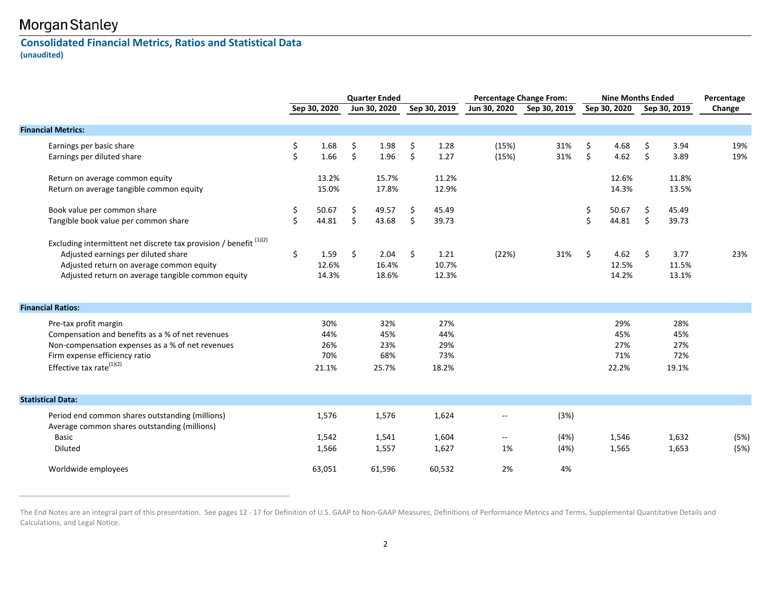Morgan Stanley

## Consolidated Financial Metrics, Ratios and Statistical Data

**(unaudited)**

| | Quarter Ended | | | Percentage Change From: | | Nine Months Ended | | Percentage |
|---|---|---|---|---|---|---|---|---|
| | Sep 30, 2020 | Jun 30, 2020 | Sep 30, 2019 | Jun 30, 2020 | Sep 30, 2019 | Sep 30, 2020 | Sep 30, 2019 | Change |
| **Financial Metrics:** | | | | | | | | |
| Earnings per basic share | $ 1.68 | $ 1.98 | $ 1.28 | (15%) | 31% | $ 4.68 | $ 3.94 | 19% |
| Earnings per diluted share | $ 1.66 | $ 1.96 | $ 1.27 | (15%) | 31% | $ 4.62 | $ 3.89 | 19% |
| Return on average common equity | 13.2% | 15.7% | 11.2% | | | 12.6% | 11.8% | |
| Return on average tangible common equity | 15.0% | 17.8% | 12.9% | | | 14.3% | 13.5% | |
| Book value per common share | $ 50.67 | $ 49.57 | $ 45.49 | | | $ 50.67 | $ 45.49 | |
| Tangible book value per common share | $ 44.81 | $ 43.68 | $ 39.73 | | | $ 44.81 | $ 39.73 | |
| Excluding intermittent net discrete tax provision / benefit [(1)(2)] | | | | | | | | |
| Adjusted earnings per diluted share | $ 1.59 | $ 2.04 | $ 1.21 | (22%) | 31% | $ 4.62 | $ 3.77 | 23% |
| Adjusted return on average common equity | 12.6% | 16.4% | 10.7% | | | 12.5% | 11.5% | |
| Adjusted return on average tangible common equity | 14.3% | 18.6% | 12.3% | | | 14.2% | 13.1% | |
| **Financial Ratios:** | | | | | | | | |
| Pre-tax profit margin | 30% | 32% | 27% | | | 29% | 28% | |
| Compensation and benefits as a % of net revenues | 44% | 45% | 44% | | | 45% | 45% | |
| Non-compensation expenses as a % of net revenues | 26% | 23% | 29% | | | 27% | 27% | |
| Firm expense efficiency ratio | 70% | 68% | 73% | | | 71% | 72% | |
| Effective tax rate[(1)(2)] | 21.1% | 25.7% | 18.2% | | | 22.2% | 19.1% | |
| **Statistical Data:** | | | | | | | | |
| Period end common shares outstanding (millions) | 1,576 | 1,576 | 1,624 | -- | (3%) | | | |
| Average common shares outstanding (millions) | | | | | | | | |
| Basic | 1,542 | 1,541 | 1,604 | -- | (4%) | 1,546 | 1,632 | (5%) |
| Diluted | 1,566 | 1,557 | 1,627 | 1% | (4%) | 1,565 | 1,653 | (5%) |
| Worldwide employees | 63,051 | 61,596 | 60,532 | 2% | 4% | | | |

The End Notes are an integral part of this presentation. See pages 12 - 17 for Definition of U.S. GAAP to Non-GAAP Measures, Definitions of Performance Metrics and Terms, Supplemental Quantitative Details and Calculations, and Legal Notice.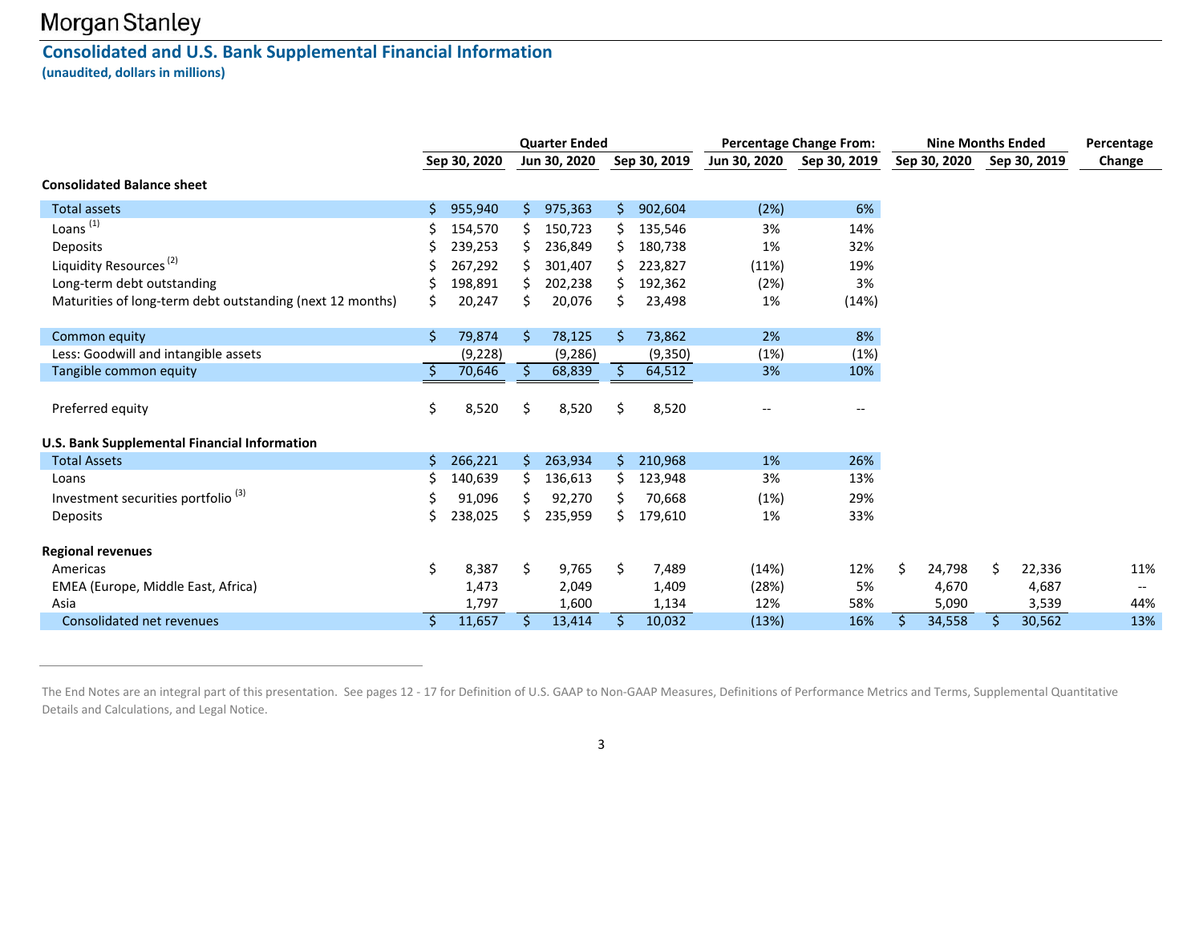Morgan Stanley

## Consolidated and U.S. Bank Supplemental Financial Information

**(unaudited, dollars in millions)**

| | Quarter Ended | | | Percentage Change From: | | Nine Months Ended | | Percentage |
|---|---|---|---|---|---|---|---|---|
| | Sep 30, 2020 | Jun 30, 2020 | Sep 30, 2019 | Jun 30, 2020 | Sep 30, 2019 | Sep 30, 2020 | Sep 30, 2019 | Change |
| **Consolidated Balance sheet** | | | | | | | | |
| Total assets | $ 955,940 | $ 975,363 | $ 902,604 | (2%) | 6% | | | |
| Loans [(1)] | $ 154,570 | $ 150,723 | $ 135,546 | 3% | 14% | | | |
| Deposits | $ 239,253 | $ 236,849 | $ 180,738 | 1% | 32% | | | |
| Liquidity Resources [(2)] | $ 267,292 | $ 301,407 | $ 223,827 | (11%) | 19% | | | |
| Long-term debt outstanding | $ 198,891 | $ 202,238 | $ 192,362 | (2%) | 3% | | | |
| Maturities of long-term debt outstanding (next 12 months) | $ 20,247 | $ 20,076 | $ 23,498 | 1% | (14%) | | | |
| Common equity | $ 79,874 | $ 78,125 | $ 73,862 | 2% | 8% | | | |
| Less: Goodwill and intangible assets | (9,228) | (9,286) | (9,350) | (1%) | (1%) | | | |
| Tangible common equity | $ 70,646 | $ 68,839 | $ 64,512 | 3% | 10% | | | |
| Preferred equity | $ 8,520 | $ 8,520 | $ 8,520 | -- | -- | | | |
| **U.S. Bank Supplemental Financial Information** | | | | | | | | |
| Total Assets | $ 266,221 | $ 263,934 | $ 210,968 | 1% | 26% | | | |
| Loans | $ 140,639 | $ 136,613 | $ 123,948 | 3% | 13% | | | |
| Investment securities portfolio [(3)] | $ 91,096 | $ 92,270 | $ 70,668 | (1%) | 29% | | | |
| Deposits | $ 238,025 | $ 235,959 | $ 179,610 | 1% | 33% | | | |
| **Regional revenues** | | | | | | | | |
| Americas | $ 8,387 | $ 9,765 | $ 7,489 | (14%) | 12% | $ 24,798 | $ 22,336 | 11% |
| EMEA (Europe, Middle East, Africa) | 1,473 | 2,049 | 1,409 | (28%) | 5% | 4,670 | 4,687 | -- |
| Asia | 1,797 | 1,600 | 1,134 | 12% | 58% | 5,090 | 3,539 | 44% |
| Consolidated net revenues | $ 11,657 | $ 13,414 | $ 10,032 | (13%) | 16% | $ 34,558 | $ 30,562 | 13% |

The End Notes are an integral part of this presentation. See pages 12 - 17 for Definition of U.S. GAAP to Non-GAAP Measures, Definitions of Performance Metrics and Terms, Supplemental Quantitative Details and Calculations, and Legal Notice.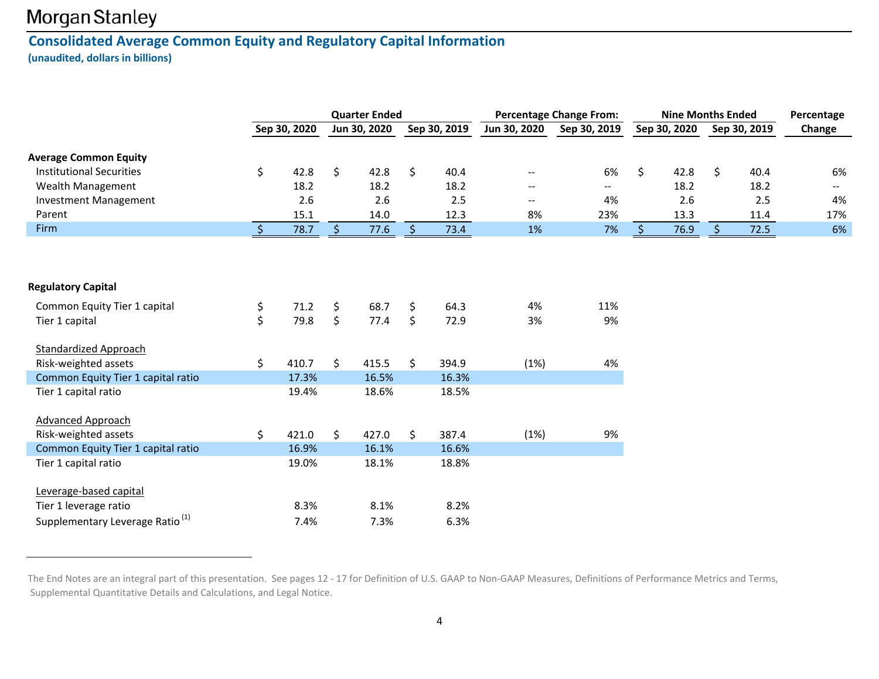Morgan Stanley

## Consolidated Average Common Equity and Regulatory Capital Information

**(unaudited, dollars in billions)**

| | Quarter Ended | | | Percentage Change From: | | Nine Months Ended | | Percentage |
|---|---|---|---|---|---|---|---|---|
| | Sep 30, 2020 | Jun 30, 2020 | Sep 30, 2019 | Jun 30, 2020 | Sep 30, 2019 | Sep 30, 2020 | Sep 30, 2019 | Change |
| **Average Common Equity** | | | | | | | | |
| Institutional Securities | $ 42.8 | $ 42.8 | $ 40.4 | -- | 6% | $ 42.8 | $ 40.4 | 6% |
| Wealth Management | 18.2 | 18.2 | 18.2 | -- | -- | 18.2 | 18.2 | -- |
| Investment Management | 2.6 | 2.6 | 2.5 | -- | 4% | 2.6 | 2.5 | 4% |
| Parent | 15.1 | 14.0 | 12.3 | 8% | 23% | 13.3 | 11.4 | 17% |
| Firm | $ 78.7 | $ 77.6 | $ 73.4 | 1% | 7% | $ 76.9 | $ 72.5 | 6% |

| | Sep 30, 2020 | Jun 30, 2020 | Sep 30, 2019 | Jun 30, 2020 | Sep 30, 2019 |
|---|---|---|---|---|---|
| **Regulatory Capital** | | | | | |
| Common Equity Tier 1 capital | $ 71.2 | $ 68.7 | $ 64.3 | 4% | 11% |
| Tier 1 capital | $ 79.8 | $ 77.4 | $ 72.9 | 3% | 9% |
| Standardized Approach | | | | | |
| Risk-weighted assets | $ 410.7 | $ 415.5 | $ 394.9 | (1%) | 4% |
| Common Equity Tier 1 capital ratio | 17.3% | 16.5% | 16.3% | | |
| Tier 1 capital ratio | 19.4% | 18.6% | 18.5% | | |
| Advanced Approach | | | | | |
| Risk-weighted assets | $ 421.0 | $ 427.0 | $ 387.4 | (1%) | 9% |
| Common Equity Tier 1 capital ratio | 16.9% | 16.1% | 16.6% | | |
| Tier 1 capital ratio | 19.0% | 18.1% | 18.8% | | |
| Leverage-based capital | | | | | |
| Tier 1 leverage ratio | 8.3% | 8.1% | 8.2% | | |
| Supplementary Leverage Ratio [1] | 7.4% | 7.3% | 6.3% | | |

The End Notes are an integral part of this presentation. See pages 12 - 17 for Definition of U.S. GAAP to Non-GAAP Measures, Definitions of Performance Metrics and Terms, Supplemental Quantitative Details and Calculations, and Legal Notice.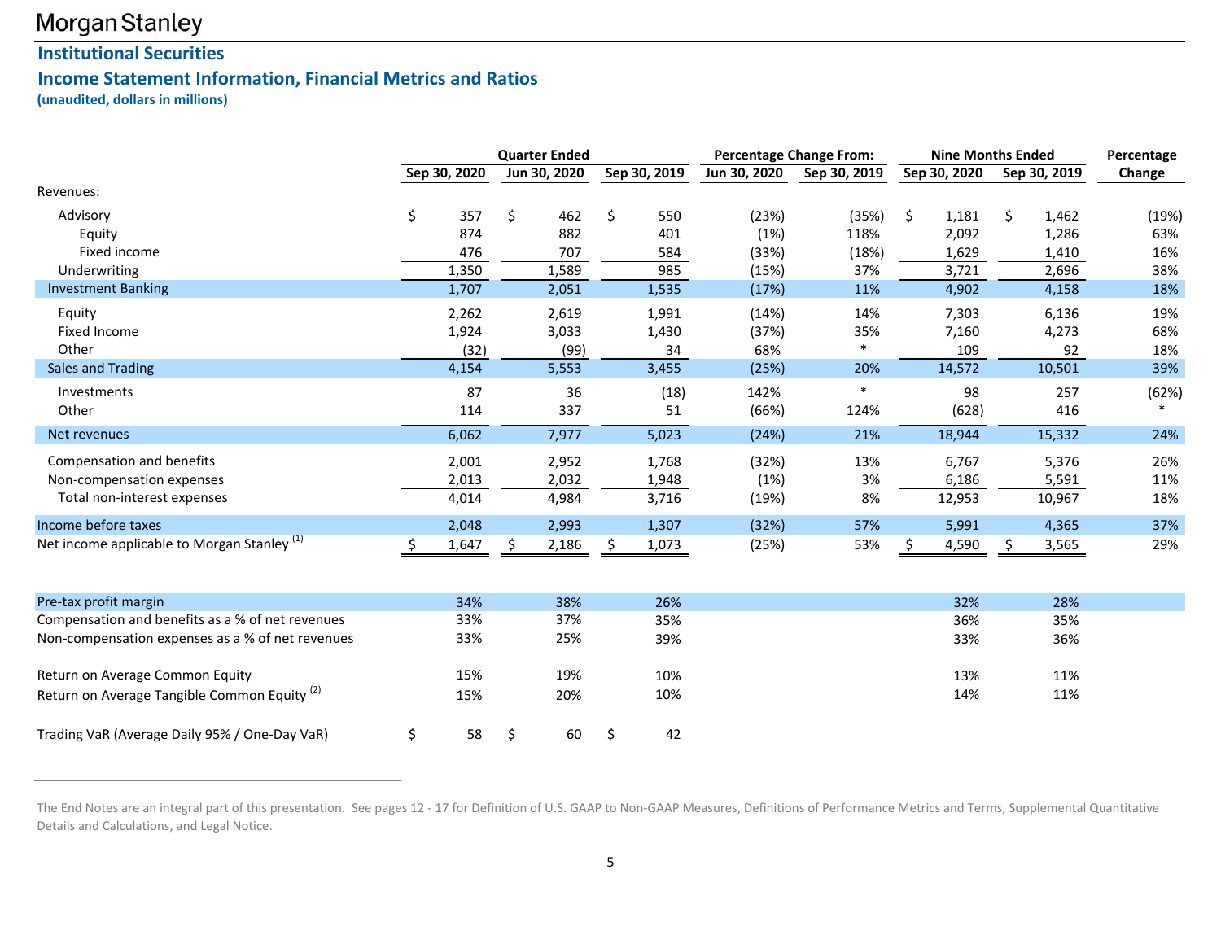Morgan Stanley

## Institutional Securities

## Income Statement Information, Financial Metrics and Ratios

**(unaudited, dollars in millions)**

| | Quarter Ended | | | Percentage Change From: | | Nine Months Ended | | Percentage |
|---|---|---|---|---|---|---|---|---|
| | Sep 30, 2020 | Jun 30, 2020 | Sep 30, 2019 | Jun 30, 2020 | Sep 30, 2019 | Sep 30, 2020 | Sep 30, 2019 | Change |
| Revenues: | | | | | | | | |
| Advisory | $ 357 | $ 462 | $ 550 | (23%) | (35%) | $ 1,181 | $ 1,462 | (19%) |
| Equity | 874 | 882 | 401 | (1%) | 118% | 2,092 | 1,286 | 63% |
| Fixed income | 476 | 707 | 584 | (33%) | (18%) | 1,629 | 1,410 | 16% |
| Underwriting | 1,350 | 1,589 | 985 | (15%) | 37% | 3,721 | 2,696 | 38% |
| Investment Banking | 1,707 | 2,051 | 1,535 | (17%) | 11% | 4,902 | 4,158 | 18% |
| Equity | 2,262 | 2,619 | 1,991 | (14%) | 14% | 7,303 | 6,136 | 19% |
| Fixed Income | 1,924 | 3,033 | 1,430 | (37%) | 35% | 7,160 | 4,273 | 68% |
| Other | (32) | (99) | 34 | 68% | * | 109 | 92 | 18% |
| Sales and Trading | 4,154 | 5,553 | 3,455 | (25%) | 20% | 14,572 | 10,501 | 39% |
| Investments | 87 | 36 | (18) | 142% | * | 98 | 257 | (62%) |
| Other | 114 | 337 | 51 | (66%) | 124% | (628) | 416 | * |
| Net revenues | 6,062 | 7,977 | 5,023 | (24%) | 21% | 18,944 | 15,332 | 24% |
| Compensation and benefits | 2,001 | 2,952 | 1,768 | (32%) | 13% | 6,767 | 5,376 | 26% |
| Non-compensation expenses | 2,013 | 2,032 | 1,948 | (1%) | 3% | 6,186 | 5,591 | 11% |
| Total non-interest expenses | 4,014 | 4,984 | 3,716 | (19%) | 8% | 12,953 | 10,967 | 18% |
| Income before taxes | 2,048 | 2,993 | 1,307 | (32%) | 57% | 5,991 | 4,365 | 37% |
| Net income applicable to Morgan Stanley [1] | $ 1,647 | $ 2,186 | $ 1,073 | (25%) | 53% | $ 4,590 | $ 3,565 | 29% |
| | | | | | | | | |
| Pre-tax profit margin | 34% | 38% | 26% | | | 32% | 28% | |
| Compensation and benefits as a % of net revenues | 33% | 37% | 35% | | | 36% | 35% | |
| Non-compensation expenses as a % of net revenues | 33% | 25% | 39% | | | 33% | 36% | |
| | | | | | | | | |
| Return on Average Common Equity | 15% | 19% | 10% | | | 13% | 11% | |
| Return on Average Tangible Common Equity [2] | 15% | 20% | 10% | | | 14% | 11% | |
| | | | | | | | | |
| Trading VaR (Average Daily 95% / One-Day VaR) | $ 58 | $ 60 | $ 42 | | | | | |

The End Notes are an integral part of this presentation. See pages 12 - 17 for Definition of U.S. GAAP to Non-GAAP Measures, Definitions of Performance Metrics and Terms, Supplemental Quantitative Details and Calculations, and Legal Notice.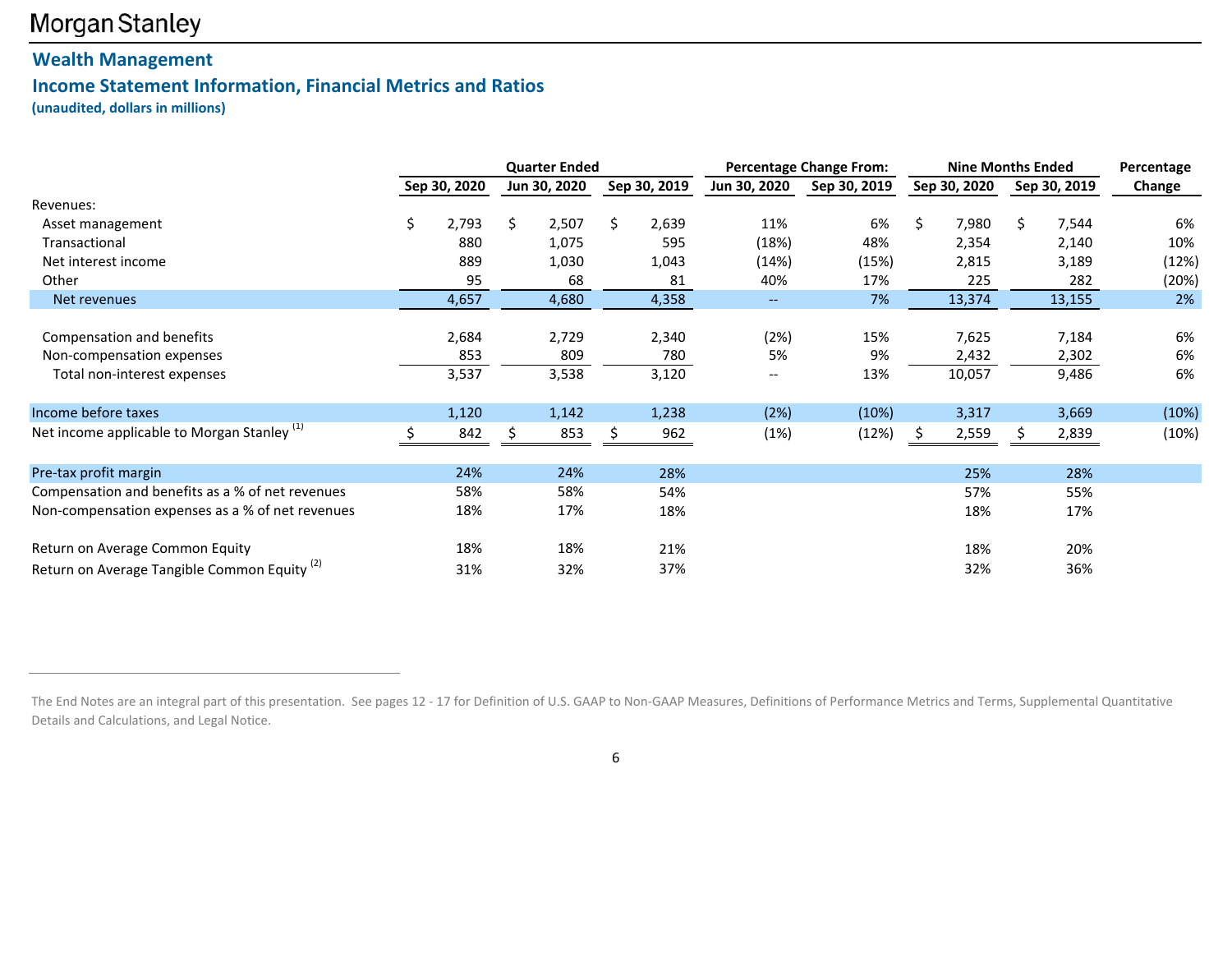Morgan Stanley

## Wealth Management

### Income Statement Information, Financial Metrics and Ratios

**(unaudited, dollars in millions)**

| | Quarter Ended | | | Percentage Change From: | | Nine Months Ended | | Percentage |
|---|---|---|---|---|---|---|---|---|
| | Sep 30, 2020 | Jun 30, 2020 | Sep 30, 2019 | Jun 30, 2020 | Sep 30, 2019 | Sep 30, 2020 | Sep 30, 2019 | Change |
| Revenues: | | | | | | | | |
| Asset management | $ 2,793 | $ 2,507 | $ 2,639 | 11% | 6% | $ 7,980 | $ 7,544 | 6% |
| Transactional | 880 | 1,075 | 595 | (18%) | 48% | 2,354 | 2,140 | 10% |
| Net interest income | 889 | 1,030 | 1,043 | (14%) | (15%) | 2,815 | 3,189 | (12%) |
| Other | 95 | 68 | 81 | 40% | 17% | 225 | 282 | (20%) |
| Net revenues | 4,657 | 4,680 | 4,358 | -- | 7% | 13,374 | 13,155 | 2% |
| | | | | | | | | |
| Compensation and benefits | 2,684 | 2,729 | 2,340 | (2%) | 15% | 7,625 | 7,184 | 6% |
| Non-compensation expenses | 853 | 809 | 780 | 5% | 9% | 2,432 | 2,302 | 6% |
| Total non-interest expenses | 3,537 | 3,538 | 3,120 | -- | 13% | 10,057 | 9,486 | 6% |
| | | | | | | | | |
| Income before taxes | 1,120 | 1,142 | 1,238 | (2%) | (10%) | 3,317 | 3,669 | (10%) |
| Net income applicable to Morgan Stanley [(1)] | $ 842 | $ 853 | $ 962 | (1%) | (12%) | $ 2,559 | $ 2,839 | (10%) |
| | | | | | | | | |
| Pre-tax profit margin | 24% | 24% | 28% | | | 25% | 28% | |
| Compensation and benefits as a % of net revenues | 58% | 58% | 54% | | | 57% | 55% | |
| Non-compensation expenses as a % of net revenues | 18% | 17% | 18% | | | 18% | 17% | |
| | | | | | | | | |
| Return on Average Common Equity | 18% | 18% | 21% | | | 18% | 20% | |
| Return on Average Tangible Common Equity [(2)] | 31% | 32% | 37% | | | 32% | 36% | |

The End Notes are an integral part of this presentation. See pages 12 - 17 for Definition of U.S. GAAP to Non-GAAP Measures, Definitions of Performance Metrics and Terms, Supplemental Quantitative Details and Calculations, and Legal Notice.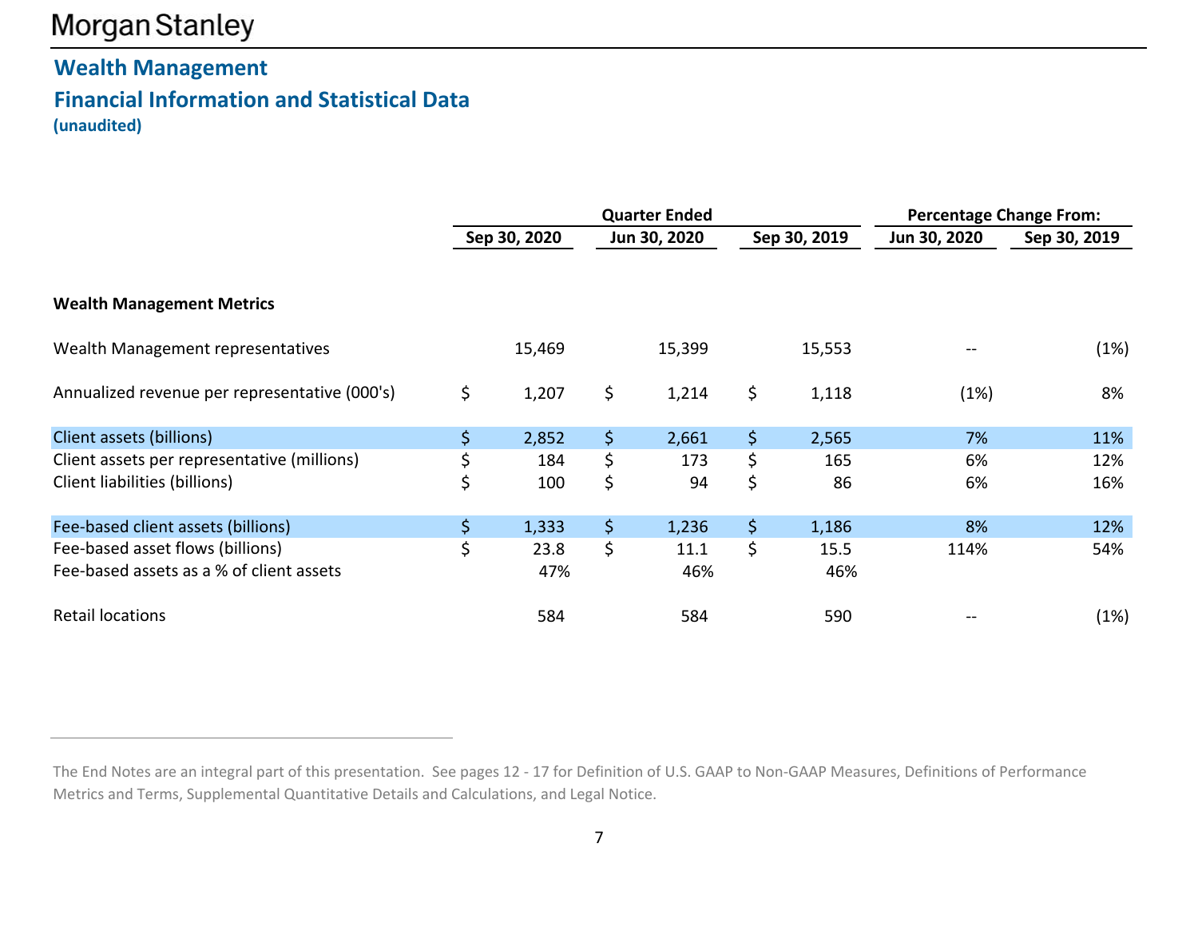# Wealth Management

## Financial Information and Statistical Data

**(unaudited)**

| | Quarter Ended | | | Percentage Change From: | |
|---|---|---|---|---|---|
| | Sep 30, 2020 | Jun 30, 2020 | Sep 30, 2019 | Jun 30, 2020 | Sep 30, 2019 |
| **Wealth Management Metrics** | | | | | |
| Wealth Management representatives | 15,469 | 15,399 | 15,553 | -- | (1%) |
| Annualized revenue per representative (000's) | $ 1,207 | $ 1,214 | $ 1,118 | (1%) | 8% |
| Client assets (billions) | $ 2,852 | $ 2,661 | $ 2,565 | 7% | 11% |
| Client assets per representative (millions) | $ 184 | $ 173 | $ 165 | 6% | 12% |
| Client liabilities (billions) | $ 100 | $ 94 | $ 86 | 6% | 16% |
| Fee-based client assets (billions) | $ 1,333 | $ 1,236 | $ 1,186 | 8% | 12% |
| Fee-based asset flows (billions) | $ 23.8 | $ 11.1 | $ 15.5 | 114% | 54% |
| Fee-based assets as a % of client assets | 47% | 46% | 46% | | |
| Retail locations | 584 | 584 | 590 | -- | (1%) |

The End Notes are an integral part of this presentation. See pages 12 - 17 for Definition of U.S. GAAP to Non-GAAP Measures, Definitions of Performance Metrics and Terms, Supplemental Quantitative Details and Calculations, and Legal Notice.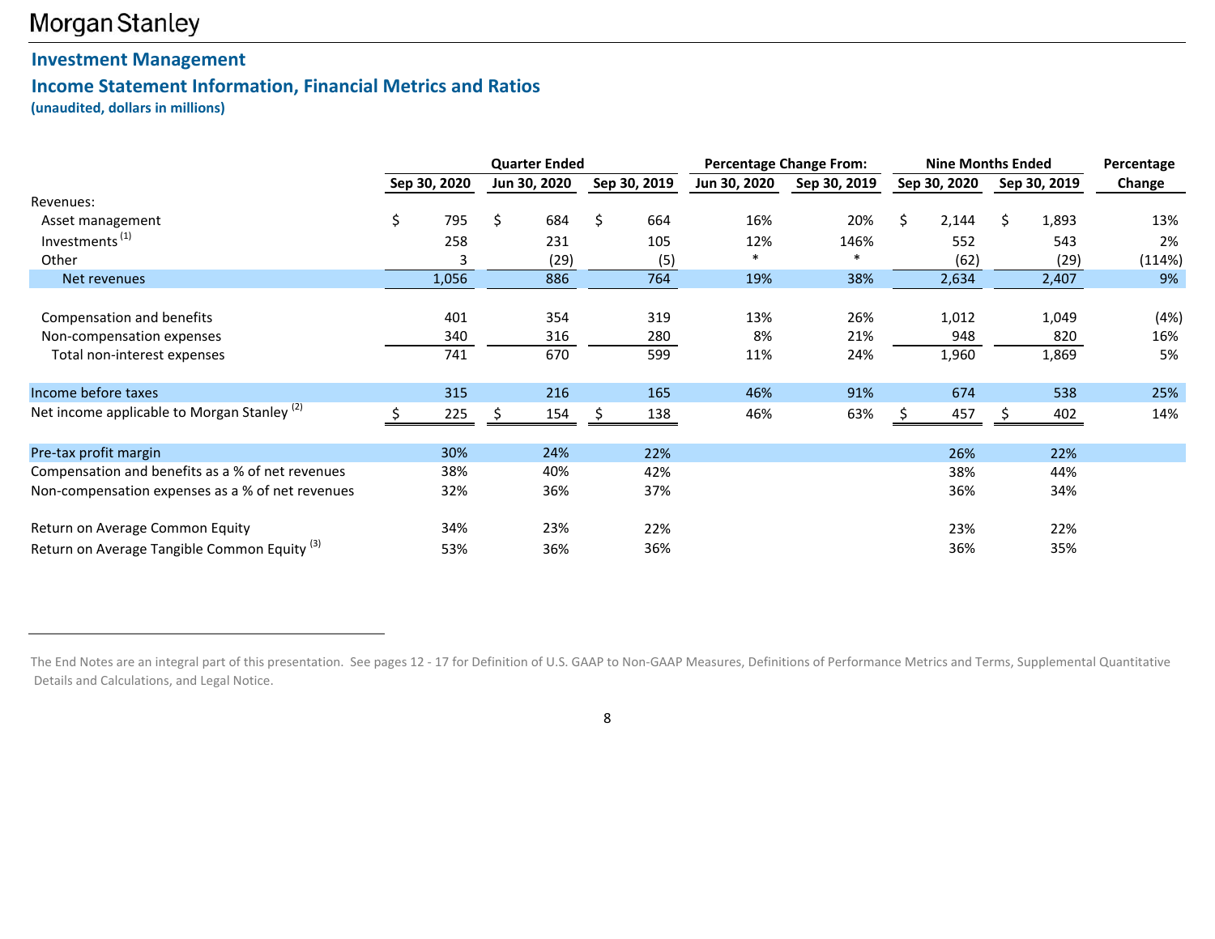Morgan Stanley

## Investment Management

## Income Statement Information, Financial Metrics and Ratios

**(unaudited, dollars in millions)**

| | Quarter Ended | | | Percentage Change From: | | Nine Months Ended | | Percentage |
|---|---|---|---|---|---|---|---|---|
| | Sep 30, 2020 | Jun 30, 2020 | Sep 30, 2019 | Jun 30, 2020 | Sep 30, 2019 | Sep 30, 2020 | Sep 30, 2019 | Change |
| Revenues: | | | | | | | | |
| Asset management | $ 795 | $ 684 | $ 664 | 16% | 20% | $ 2,144 | $ 1,893 | 13% |
| Investments [1] | 258 | 231 | 105 | 12% | 146% | 552 | 543 | 2% |
| Other | 3 | (29) | (5) | * | * | (62) | (29) | (114%) |
| Net revenues | 1,056 | 886 | 764 | 19% | 38% | 2,634 | 2,407 | 9% |
| | | | | | | | | |
| Compensation and benefits | 401 | 354 | 319 | 13% | 26% | 1,012 | 1,049 | (4%) |
| Non-compensation expenses | 340 | 316 | 280 | 8% | 21% | 948 | 820 | 16% |
| Total non-interest expenses | 741 | 670 | 599 | 11% | 24% | 1,960 | 1,869 | 5% |
| | | | | | | | | |
| Income before taxes | 315 | 216 | 165 | 46% | 91% | 674 | 538 | 25% |
| Net income applicable to Morgan Stanley [2] | $ 225 | $ 154 | $ 138 | 46% | 63% | $ 457 | $ 402 | 14% |
| | | | | | | | | |
| Pre-tax profit margin | 30% | 24% | 22% | | | 26% | 22% | |
| Compensation and benefits as a % of net revenues | 38% | 40% | 42% | | | 38% | 44% | |
| Non-compensation expenses as a % of net revenues | 32% | 36% | 37% | | | 36% | 34% | |
| | | | | | | | | |
| Return on Average Common Equity | 34% | 23% | 22% | | | 23% | 22% | |
| Return on Average Tangible Common Equity [3] | 53% | 36% | 36% | | | 36% | 35% | |

The End Notes are an integral part of this presentation. See pages 12 - 17 for Definition of U.S. GAAP to Non-GAAP Measures, Definitions of Performance Metrics and Terms, Supplemental Quantitative Details and Calculations, and Legal Notice.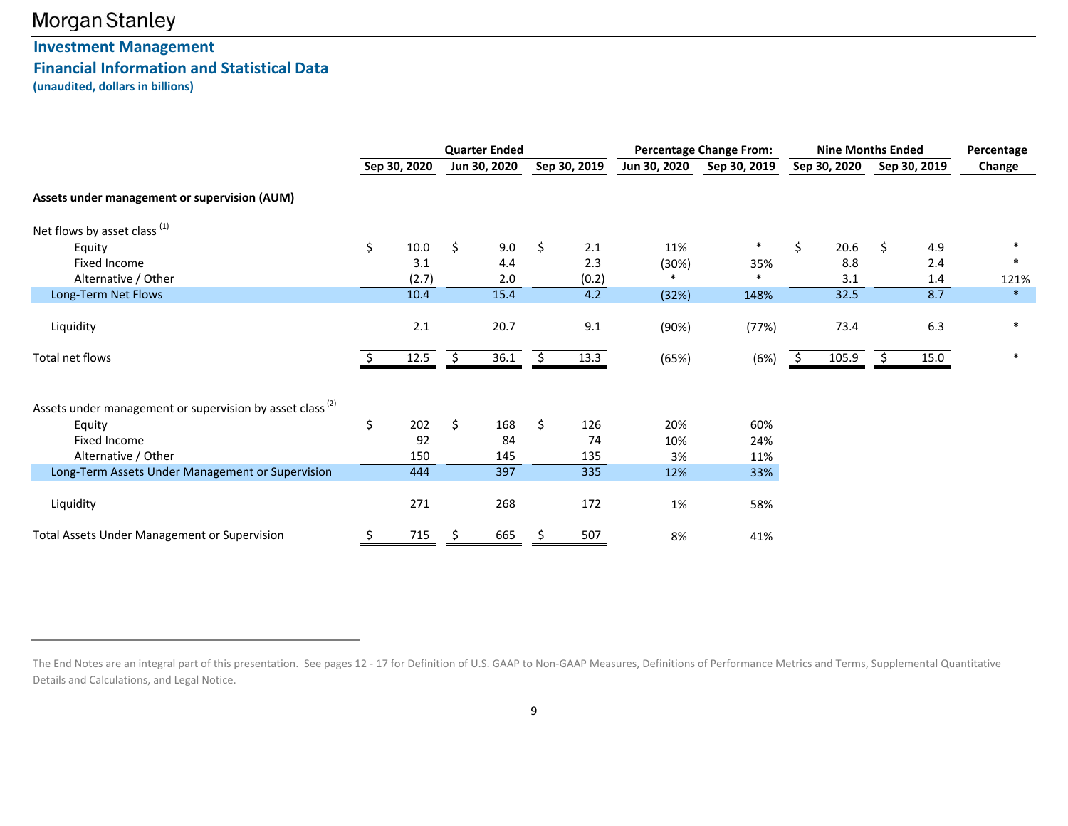Morgan Stanley

## Investment Management
## Financial Information and Statistical Data
**(unaudited, dollars in billions)**

| | Quarter Ended | | | Percentage Change From: | | Nine Months Ended | | Percentage |
|---|---|---|---|---|---|---|---|---|
| | Sep 30, 2020 | Jun 30, 2020 | Sep 30, 2019 | Jun 30, 2020 | Sep 30, 2019 | Sep 30, 2020 | Sep 30, 2019 | Change |
| **Assets under management or supervision (AUM)** | | | | | | | | |
| Net flows by asset class [1] | | | | | | | | |
| Equity | $ 10.0 | $ 9.0 | $ 2.1 | 11% | * | $ 20.6 | $ 4.9 | * |
| Fixed Income | 3.1 | 4.4 | 2.3 | (30%) | 35% | 8.8 | 2.4 | * |
| Alternative / Other | (2.7) | 2.0 | (0.2) | * | * | 3.1 | 1.4 | 121% |
| Long-Term Net Flows | 10.4 | 15.4 | 4.2 | (32%) | 148% | 32.5 | 8.7 | * |
| Liquidity | 2.1 | 20.7 | 9.1 | (90%) | (77%) | 73.4 | 6.3 | * |
| Total net flows | $ 12.5 | $ 36.1 | $ 13.3 | (65%) | (6%) | $ 105.9 | $ 15.0 | * |
| | | | | | | | | |
| Assets under management or supervision by asset class [2] | | | | | | | | |
| Equity | $ 202 | $ 168 | $ 126 | 20% | 60% | | | |
| Fixed Income | 92 | 84 | 74 | 10% | 24% | | | |
| Alternative / Other | 150 | 145 | 135 | 3% | 11% | | | |
| Long-Term Assets Under Management or Supervision | 444 | 397 | 335 | 12% | 33% | | | |
| Liquidity | 271 | 268 | 172 | 1% | 58% | | | |
| Total Assets Under Management or Supervision | $ 715 | $ 665 | $ 507 | 8% | 41% | | | |

The End Notes are an integral part of this presentation. See pages 12 - 17 for Definition of U.S. GAAP to Non-GAAP Measures, Definitions of Performance Metrics and Terms, Supplemental Quantitative Details and Calculations, and Legal Notice.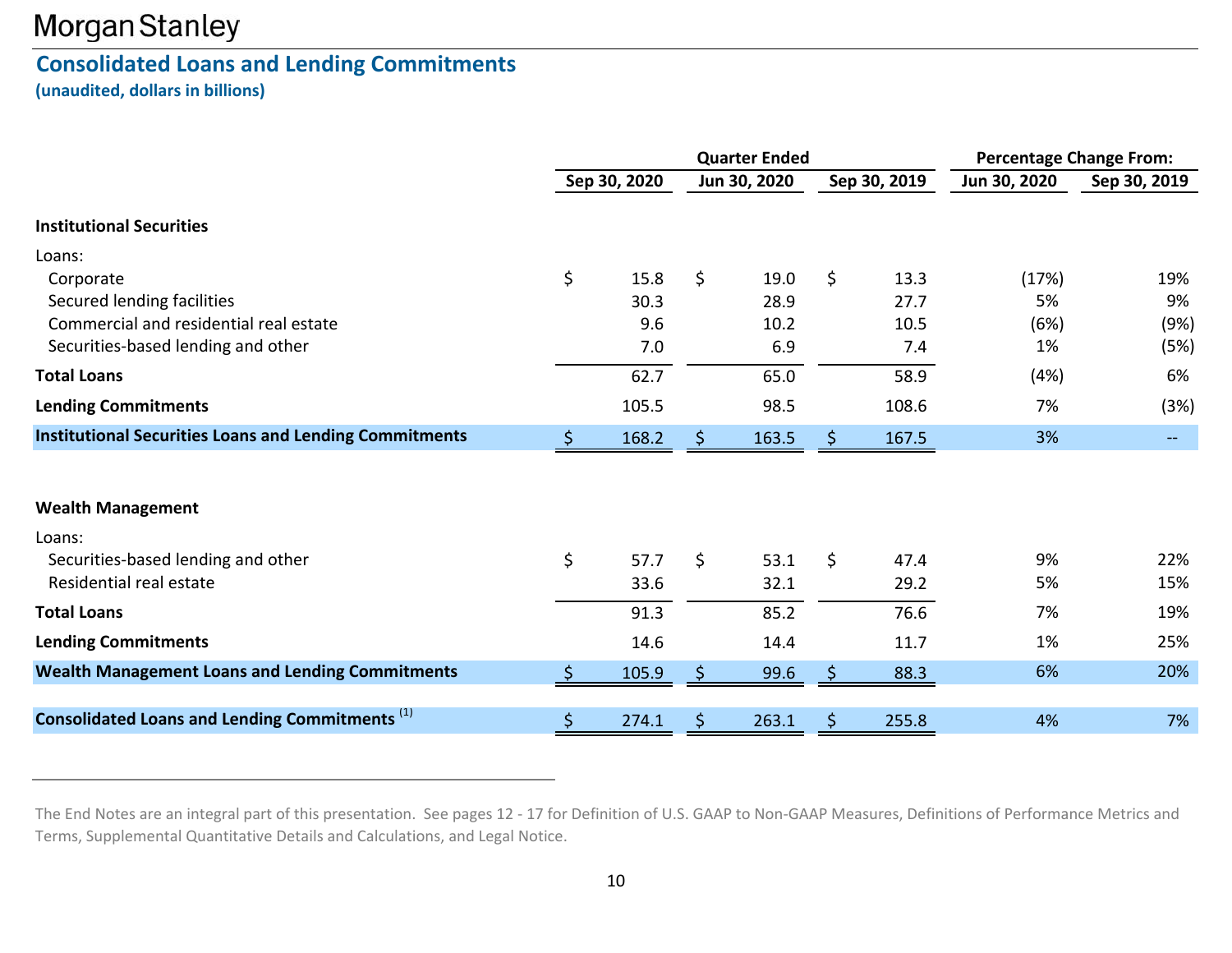Morgan Stanley

## Consolidated Loans and Lending Commitments

**(unaudited, dollars in billions)**

| | Quarter Ended | | | Percentage Change From: | |
|---|---|---|---|---|---|
| | Sep 30, 2020 | Jun 30, 2020 | Sep 30, 2019 | Jun 30, 2020 | Sep 30, 2019 |
| **Institutional Securities** | | | | | |
| Loans: | | | | | |
| Corporate | $ 15.8 | $ 19.0 | $ 13.3 | (17%) | 19% |
| Secured lending facilities | 30.3 | 28.9 | 27.7 | 5% | 9% |
| Commercial and residential real estate | 9.6 | 10.2 | 10.5 | (6%) | (9%) |
| Securities-based lending and other | 7.0 | 6.9 | 7.4 | 1% | (5%) |
| **Total Loans** | 62.7 | 65.0 | 58.9 | (4%) | 6% |
| **Lending Commitments** | 105.5 | 98.5 | 108.6 | 7% | (3%) |
| **Institutional Securities Loans and Lending Commitments** | $ 168.2 | $ 163.5 | $ 167.5 | 3% | -- |
| **Wealth Management** | | | | | |
| Loans: | | | | | |
| Securities-based lending and other | $ 57.7 | $ 53.1 | $ 47.4 | 9% | 22% |
| Residential real estate | 33.6 | 32.1 | 29.2 | 5% | 15% |
| **Total Loans** | 91.3 | 85.2 | 76.6 | 7% | 19% |
| **Lending Commitments** | 14.6 | 14.4 | 11.7 | 1% | 25% |
| **Wealth Management Loans and Lending Commitments** | $ 105.9 | $ 99.6 | $ 88.3 | 6% | 20% |
| **Consolidated Loans and Lending Commitments** [1] | $ 274.1 | $ 263.1 | $ 255.8 | 4% | 7% |

The End Notes are an integral part of this presentation. See pages 12 - 17 for Definition of U.S. GAAP to Non-GAAP Measures, Definitions of Performance Metrics and Terms, Supplemental Quantitative Details and Calculations, and Legal Notice.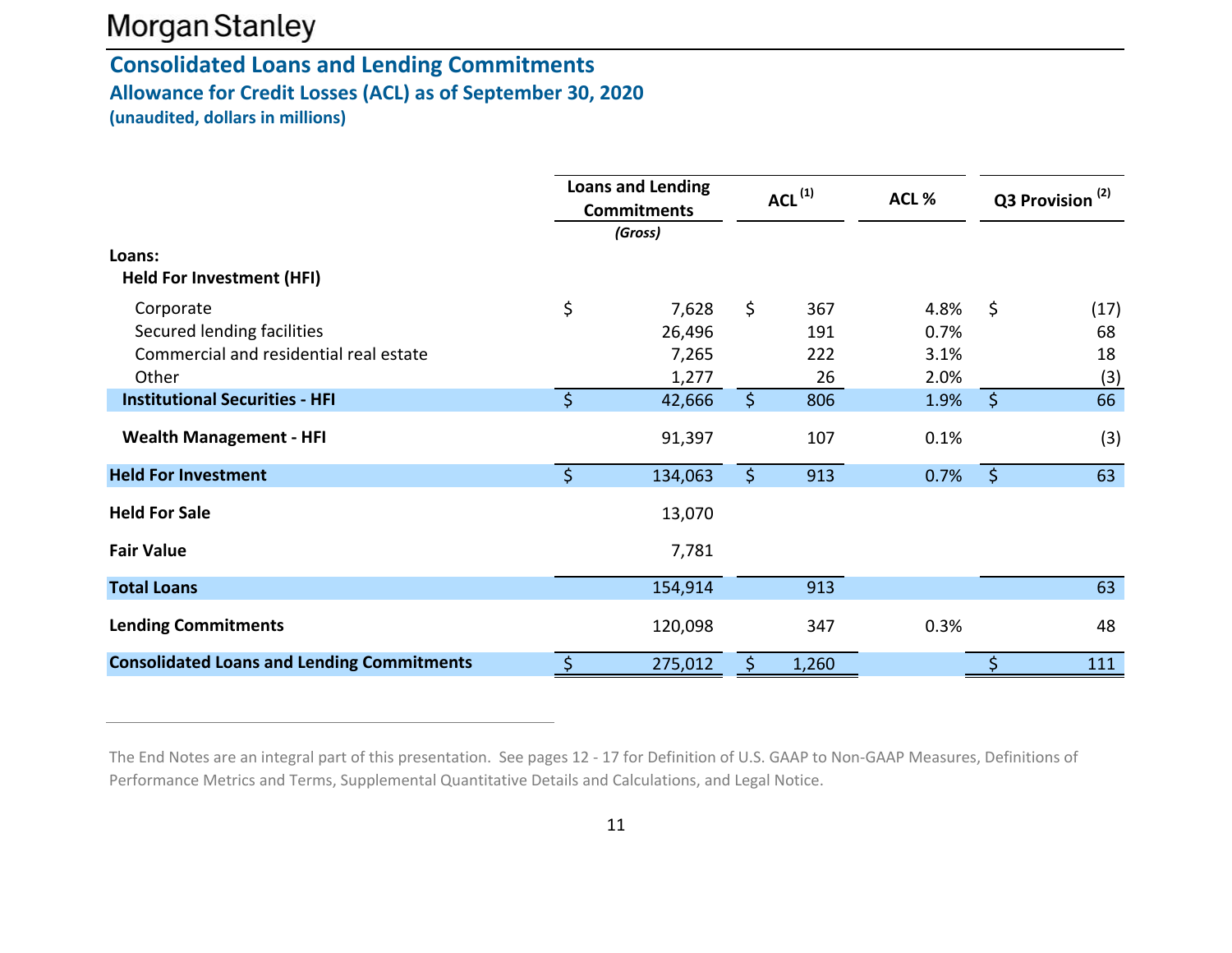# Consolidated Loans and Lending Commitments

## Allowance for Credit Losses (ACL) as of September 30, 2020

**(unaudited, dollars in millions)**

| | Loans and Lending Commitments *(Gross)* | ACL [1] | ACL % | Q3 Provision [2] |
|---|---|---|---|---|
| **Loans:** | | | | |
| **Held For Investment (HFI)** | | | | |
| Corporate | $ 7,628 | $ 367 | 4.8% | $ (17) |
| Secured lending facilities | 26,496 | 191 | 0.7% | 68 |
| Commercial and residential real estate | 7,265 | 222 | 3.1% | 18 |
| Other | 1,277 | 26 | 2.0% | (3) |
| **Institutional Securities - HFI** | **$ 42,666** | **$ 806** | **1.9%** | **$ 66** |
| **Wealth Management - HFI** | 91,397 | 107 | 0.1% | (3) |
| **Held For Investment** | **$ 134,063** | **$ 913** | **0.7%** | **$ 63** |
| **Held For Sale** | 13,070 | | | |
| **Fair Value** | 7,781 | | | |
| **Total Loans** | **154,914** | **913** | | **63** |
| **Lending Commitments** | 120,098 | 347 | 0.3% | 48 |
| **Consolidated Loans and Lending Commitments** | **$ 275,012** | **$ 1,260** | | **$ 111** |

The End Notes are an integral part of this presentation. See pages 12 - 17 for Definition of U.S. GAAP to Non-GAAP Measures, Definitions of Performance Metrics and Terms, Supplemental Quantitative Details and Calculations, and Legal Notice.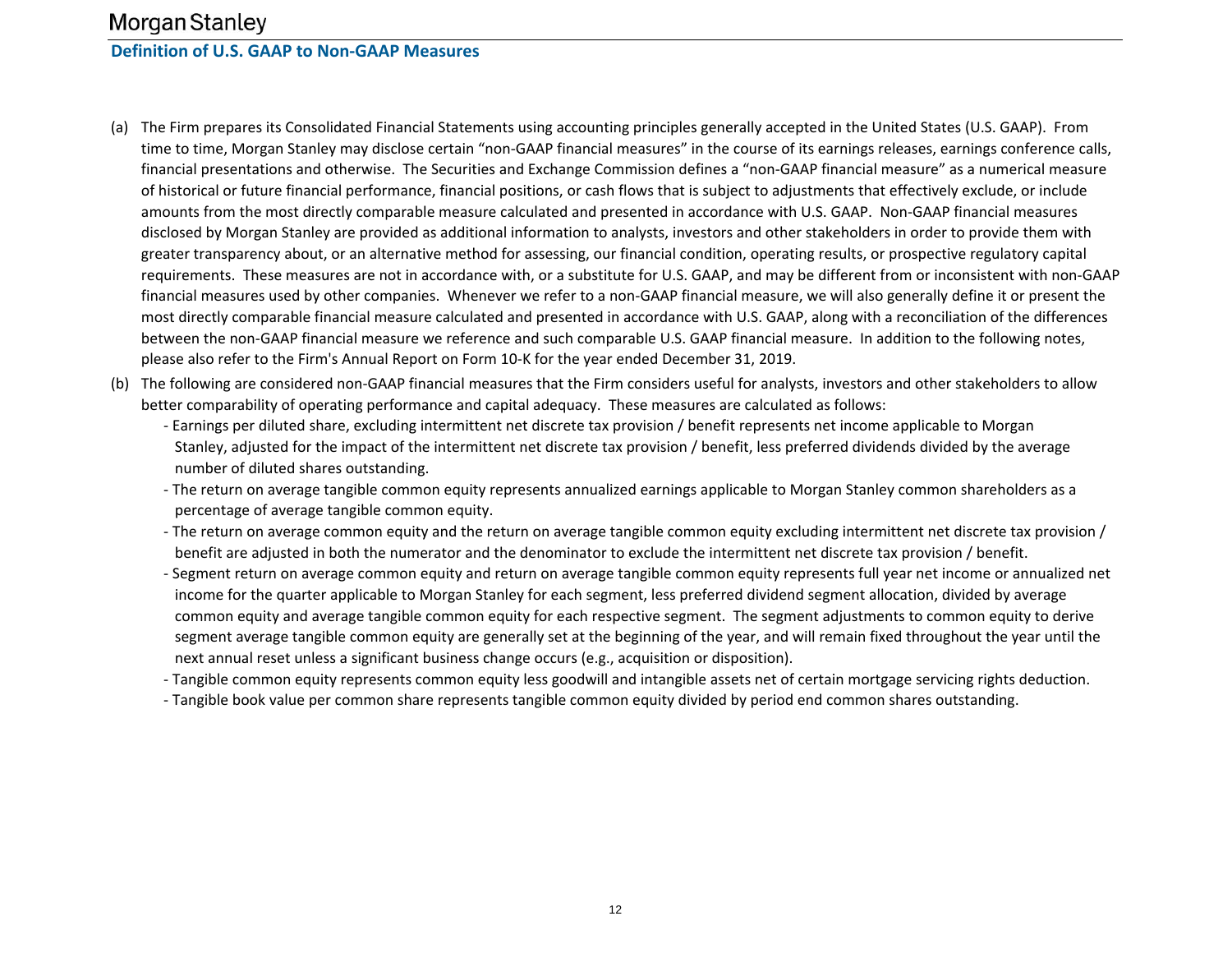## Definition of U.S. GAAP to Non-GAAP Measures

(a) The Firm prepares its Consolidated Financial Statements using accounting principles generally accepted in the United States (U.S. GAAP). From time to time, Morgan Stanley may disclose certain "non-GAAP financial measures" in the course of its earnings releases, earnings conference calls, financial presentations and otherwise. The Securities and Exchange Commission defines a "non-GAAP financial measure" as a numerical measure of historical or future financial performance, financial positions, or cash flows that is subject to adjustments that effectively exclude, or include amounts from the most directly comparable measure calculated and presented in accordance with U.S. GAAP. Non-GAAP financial measures disclosed by Morgan Stanley are provided as additional information to analysts, investors and other stakeholders in order to provide them with greater transparency about, or an alternative method for assessing, our financial condition, operating results, or prospective regulatory capital requirements. These measures are not in accordance with, or a substitute for U.S. GAAP, and may be different from or inconsistent with non-GAAP financial measures used by other companies. Whenever we refer to a non-GAAP financial measure, we will also generally define it or present the most directly comparable financial measure calculated and presented in accordance with U.S. GAAP, along with a reconciliation of the differences between the non-GAAP financial measure we reference and such comparable U.S. GAAP financial measure. In addition to the following notes, please also refer to the Firm's Annual Report on Form 10-K for the year ended December 31, 2019.

(b) The following are considered non-GAAP financial measures that the Firm considers useful for analysts, investors and other stakeholders to allow better comparability of operating performance and capital adequacy. These measures are calculated as follows:

- Earnings per diluted share, excluding intermittent net discrete tax provision / benefit represents net income applicable to Morgan Stanley, adjusted for the impact of the intermittent net discrete tax provision / benefit, less preferred dividends divided by the average number of diluted shares outstanding.
- The return on average tangible common equity represents annualized earnings applicable to Morgan Stanley common shareholders as a percentage of average tangible common equity.
- The return on average common equity and the return on average tangible common equity excluding intermittent net discrete tax provision / benefit are adjusted in both the numerator and the denominator to exclude the intermittent net discrete tax provision / benefit.
- Segment return on average common equity and return on average tangible common equity represents full year net income or annualized net income for the quarter applicable to Morgan Stanley for each segment, less preferred dividend segment allocation, divided by average common equity and average tangible common equity for each respective segment. The segment adjustments to common equity to derive segment average tangible common equity are generally set at the beginning of the year, and will remain fixed throughout the year until the next annual reset unless a significant business change occurs (e.g., acquisition or disposition).
- Tangible common equity represents common equity less goodwill and intangible assets net of certain mortgage servicing rights deduction.
- Tangible book value per common share represents tangible common equity divided by period end common shares outstanding.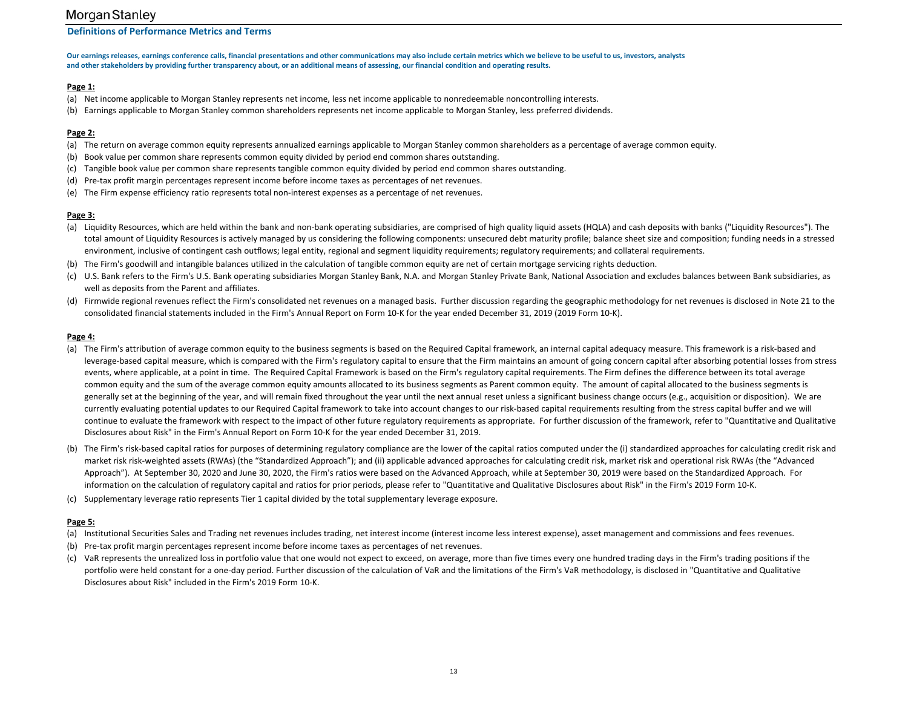## Definitions of Performance Metrics and Terms

**Our earnings releases, earnings conference calls, financial presentations and other communications may also include certain metrics which we believe to be useful to us, investors, analysts and other stakeholders by providing further transparency about, or an additional means of assessing, our financial condition and operating results.**

**Page 1:**

(a) Net income applicable to Morgan Stanley represents net income, less net income applicable to nonredeemable noncontrolling interests.

(b) Earnings applicable to Morgan Stanley common shareholders represents net income applicable to Morgan Stanley, less preferred dividends.

**Page 2:**

(a) The return on average common equity represents annualized earnings applicable to Morgan Stanley common shareholders as a percentage of average common equity.

(b) Book value per common share represents common equity divided by period end common shares outstanding.

(c) Tangible book value per common share represents tangible common equity divided by period end common shares outstanding.

(d) Pre-tax profit margin percentages represent income before income taxes as percentages of net revenues.

(e) The Firm expense efficiency ratio represents total non-interest expenses as a percentage of net revenues.

**Page 3:**

(a) Liquidity Resources, which are held within the bank and non-bank operating subsidiaries, are comprised of high quality liquid assets (HQLA) and cash deposits with banks ("Liquidity Resources"). The total amount of Liquidity Resources is actively managed by us considering the following components: unsecured debt maturity profile; balance sheet size and composition; funding needs in a stressed environment, inclusive of contingent cash outflows; legal entity, regional and segment liquidity requirements; regulatory requirements; and collateral requirements.

(b) The Firm's goodwill and intangible balances utilized in the calculation of tangible common equity are net of certain mortgage servicing rights deduction.

(c) U.S. Bank refers to the Firm's U.S. Bank operating subsidiaries Morgan Stanley Bank, N.A. and Morgan Stanley Private Bank, National Association and excludes balances between Bank subsidiaries, as well as deposits from the Parent and affiliates.

(d) Firmwide regional revenues reflect the Firm's consolidated net revenues on a managed basis. Further discussion regarding the geographic methodology for net revenues is disclosed in Note 21 to the consolidated financial statements included in the Firm's Annual Report on Form 10-K for the year ended December 31, 2019 (2019 Form 10-K).

**Page 4:**

(a) The Firm's attribution of average common equity to the business segments is based on the Required Capital framework, an internal capital adequacy measure. This framework is a risk-based and leverage-based capital measure, which is compared with the Firm's regulatory capital to ensure that the Firm maintains an amount of going concern capital after absorbing potential losses from stress events, where applicable, at a point in time. The Required Capital Framework is based on the Firm's regulatory capital requirements. The Firm defines the difference between its total average common equity and the sum of the average common equity amounts allocated to its business segments as Parent common equity. The amount of capital allocated to the business segments is generally set at the beginning of the year, and will remain fixed throughout the year until the next annual reset unless a significant business change occurs (e.g., acquisition or disposition). We are currently evaluating potential updates to our Required Capital framework to take into account changes to our risk-based capital requirements resulting from the stress capital buffer and we will continue to evaluate the framework with respect to the impact of other future regulatory requirements as appropriate. For further discussion of the framework, refer to "Quantitative and Qualitative Disclosures about Risk" in the Firm's Annual Report on Form 10-K for the year ended December 31, 2019.

(b) The Firm's risk-based capital ratios for purposes of determining regulatory compliance are the lower of the capital ratios computed under the (i) standardized approaches for calculating credit risk and market risk risk-weighted assets (RWAs) (the "Standardized Approach"); and (ii) applicable advanced approaches for calculating credit risk, market risk and operational risk RWAs (the "Advanced Approach"). At September 30, 2020 and June 30, 2020, the Firm's ratios were based on the Advanced Approach, while at September 30, 2019 were based on the Standardized Approach. For information on the calculation of regulatory capital and ratios for prior periods, please refer to "Quantitative and Qualitative Disclosures about Risk" in the Firm's 2019 Form 10-K.

(c) Supplementary leverage ratio represents Tier 1 capital divided by the total supplementary leverage exposure.

**Page 5:**

(a) Institutional Securities Sales and Trading net revenues includes trading, net interest income (interest income less interest expense), asset management and commissions and fees revenues.

(b) Pre-tax profit margin percentages represent income before income taxes as percentages of net revenues.

(c) VaR represents the unrealized loss in portfolio value that one would not expect to exceed, on average, more than five times every one hundred trading days in the Firm's trading positions if the portfolio were held constant for a one-day period. Further discussion of the calculation of VaR and the limitations of the Firm's VaR methodology, is disclosed in "Quantitative and Qualitative Disclosures about Risk" included in the Firm's 2019 Form 10-K.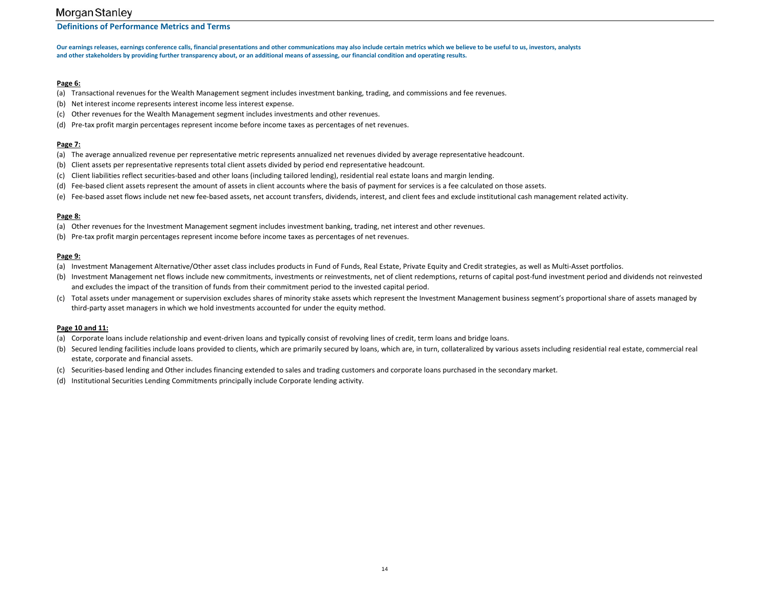## Definitions of Performance Metrics and Terms

**Our earnings releases, earnings conference calls, financial presentations and other communications may also include certain metrics which we believe to be useful to us, investors, analysts and other stakeholders by providing further transparency about, or an additional means of assessing, our financial condition and operating results.**

**Page 6:**

(a) Transactional revenues for the Wealth Management segment includes investment banking, trading, and commissions and fee revenues.

(b) Net interest income represents interest income less interest expense.

(c) Other revenues for the Wealth Management segment includes investments and other revenues.

(d) Pre-tax profit margin percentages represent income before income taxes as percentages of net revenues.

**Page 7:**

(a) The average annualized revenue per representative metric represents annualized net revenues divided by average representative headcount.

(b) Client assets per representative represents total client assets divided by period end representative headcount.

(c) Client liabilities reflect securities-based and other loans (including tailored lending), residential real estate loans and margin lending.

(d) Fee-based client assets represent the amount of assets in client accounts where the basis of payment for services is a fee calculated on those assets.

(e) Fee-based asset flows include net new fee-based assets, net account transfers, dividends, interest, and client fees and exclude institutional cash management related activity.

**Page 8:**

(a) Other revenues for the Investment Management segment includes investment banking, trading, net interest and other revenues.

(b) Pre-tax profit margin percentages represent income before income taxes as percentages of net revenues.

**Page 9:**

(a) Investment Management Alternative/Other asset class includes products in Fund of Funds, Real Estate, Private Equity and Credit strategies, as well as Multi-Asset portfolios.

(b) Investment Management net flows include new commitments, investments or reinvestments, net of client redemptions, returns of capital post-fund investment period and dividends not reinvested and excludes the impact of the transition of funds from their commitment period to the invested capital period.

(c) Total assets under management or supervision excludes shares of minority stake assets which represent the Investment Management business segment's proportional share of assets managed by third-party asset managers in which we hold investments accounted for under the equity method.

**Page 10 and 11:**

(a) Corporate loans include relationship and event-driven loans and typically consist of revolving lines of credit, term loans and bridge loans.

(b) Secured lending facilities include loans provided to clients, which are primarily secured by loans, which are, in turn, collateralized by various assets including residential real estate, commercial real estate, corporate and financial assets.

(c) Securities-based lending and Other includes financing extended to sales and trading customers and corporate loans purchased in the secondary market.

(d) Institutional Securities Lending Commitments principally include Corporate lending activity.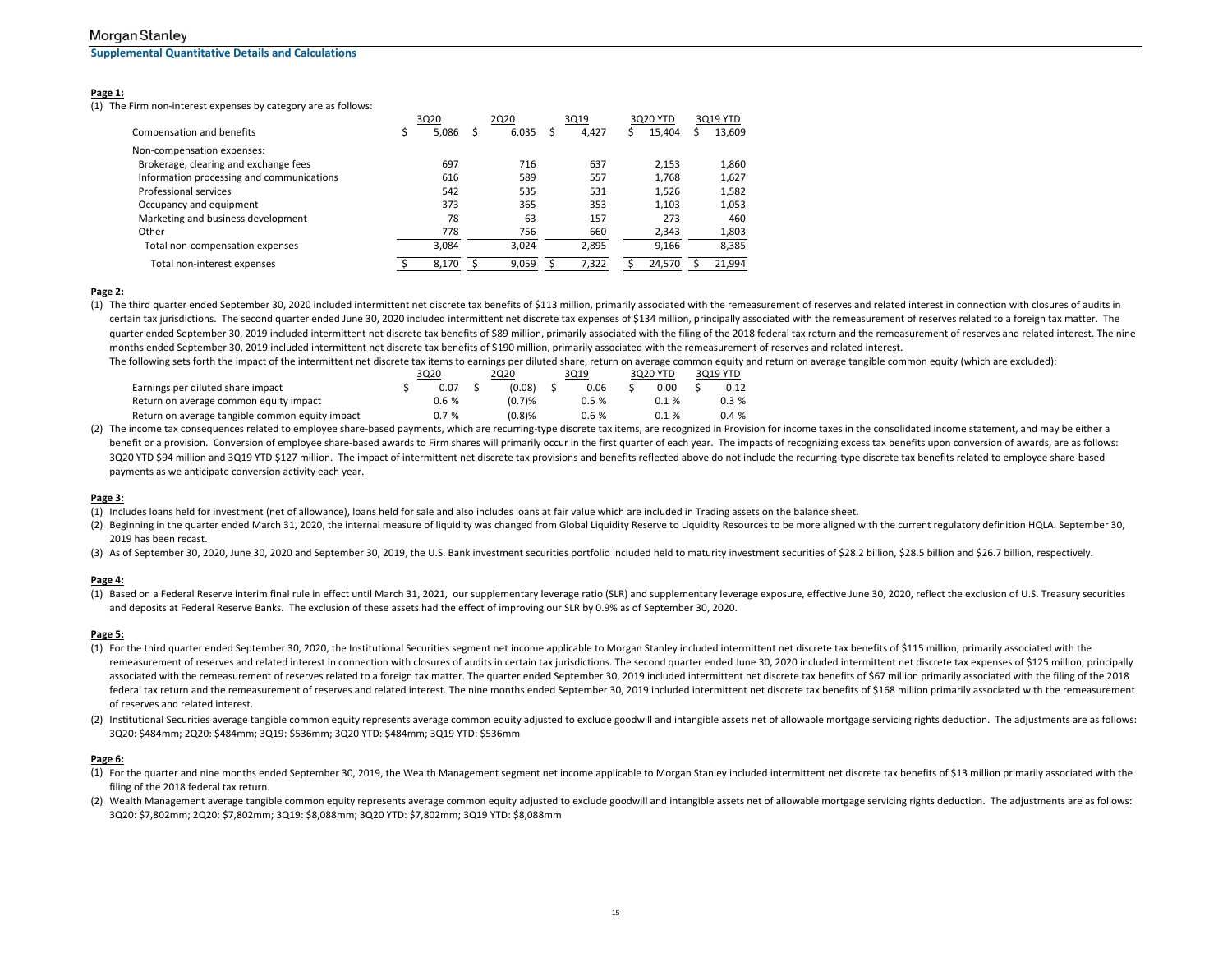## Supplemental Quantitative Details and Calculations

**Page 1:**

(1) The Firm non-interest expenses by category are as follows:

| | 3Q20 | 2Q20 | 3Q19 | 3Q20 YTD | 3Q19 YTD |
|---|---|---|---|---|---|
| Compensation and benefits | $ 5,086 | $ 6,035 | $ 4,427 | $ 15,404 | $ 13,609 |
| Non-compensation expenses: | | | | | |
| Brokerage, clearing and exchange fees | 697 | 716 | 637 | 2,153 | 1,860 |
| Information processing and communications | 616 | 589 | 557 | 1,768 | 1,627 |
| Professional services | 542 | 535 | 531 | 1,526 | 1,582 |
| Occupancy and equipment | 373 | 365 | 353 | 1,103 | 1,053 |
| Marketing and business development | 78 | 63 | 157 | 273 | 460 |
| Other | 778 | 756 | 660 | 2,343 | 1,803 |
| Total non-compensation expenses | 3,084 | 3,024 | 2,895 | 9,166 | 8,385 |
| Total non-interest expenses | $ 8,170 | $ 9,059 | $ 7,322 | $ 24,570 | $ 21,994 |

**Page 2:**

(1) The third quarter ended September 30, 2020 included intermittent net discrete tax benefits of $113 million, primarily associated with the remeasurement of reserves and related interest in connection with closures of audits in certain tax jurisdictions. The second quarter ended June 30, 2020 included intermittent net discrete tax expenses of $134 million, principally associated with the remeasurement of reserves related to a foreign tax matter. The quarter ended September 30, 2019 included intermittent net discrete tax benefits of $89 million, primarily associated with the filing of the 2018 federal tax return and the remeasurement of reserves and related interest. The nine months ended September 30, 2019 included intermittent net discrete tax benefits of $190 million, primarily associated with the remeasurement of reserves and related interest.

The following sets forth the impact of the intermittent net discrete tax items to earnings per diluted share, return on average common equity and return on average tangible common equity (which are excluded):

| | 3Q20 | 2Q20 | 3Q19 | 3Q20 YTD | 3Q19 YTD |
|---|---|---|---|---|---|
| Earnings per diluted share impact | $ 0.07 | $ (0.08) | $ 0.06 | $ 0.00 | $ 0.12 |
| Return on average common equity impact | 0.6 % | (0.7)% | 0.5 % | 0.1 % | 0.3 % |
| Return on average tangible common equity impact | 0.7 % | (0.8)% | 0.6 % | 0.1 % | 0.4 % |

(2) The income tax consequences related to employee share-based payments, which are recurring-type discrete tax items, are recognized in Provision for income taxes in the consolidated income statement, and may be either a benefit or a provision. Conversion of employee share-based awards to Firm shares will primarily occur in the first quarter of each year. The impacts of recognizing excess tax benefits upon conversion of awards, are as follows: 3Q20 YTD $94 million and 3Q19 YTD $127 million. The impact of intermittent net discrete tax provisions and benefits reflected above do not include the recurring-type discrete tax benefits related to employee share-based payments as we anticipate conversion activity each year.

**Page 3:**

(1) Includes loans held for investment (net of allowance), loans held for sale and also includes loans at fair value which are included in Trading assets on the balance sheet.

(2) Beginning in the quarter ended March 31, 2020, the internal measure of liquidity was changed from Global Liquidity Reserve to Liquidity Resources to be more aligned with the current regulatory definition HQLA. September 30, 2019 has been recast.

(3) As of September 30, 2020, June 30, 2020 and September 30, 2019, the U.S. Bank investment securities portfolio included held to maturity investment securities of $28.2 billion, $28.5 billion and $26.7 billion, respectively.

**Page 4:**

(1) Based on a Federal Reserve interim final rule in effect until March 31, 2021, our supplementary leverage ratio (SLR) and supplementary leverage exposure, effective June 30, 2020, reflect the exclusion of U.S. Treasury securities and deposits at Federal Reserve Banks. The exclusion of these assets had the effect of improving our SLR by 0.9% as of September 30, 2020.

**Page 5:**

(1) For the third quarter ended September 30, 2020, the Institutional Securities segment net income applicable to Morgan Stanley included intermittent net discrete tax benefits of $115 million, primarily associated with the remeasurement of reserves and related interest in connection with closures of audits in certain tax jurisdictions. The second quarter ended June 30, 2020 included intermittent net discrete tax expenses of $125 million, principally associated with the remeasurement of reserves related to a foreign tax matter. The quarter ended September 30, 2019 included intermittent net discrete tax benefits of $67 million primarily associated with the filing of the 2018 federal tax return and the remeasurement of reserves and related interest. The nine months ended September 30, 2019 included intermittent net discrete tax benefits of $168 million primarily associated with the remeasurement of reserves and related interest.

(2) Institutional Securities average tangible common equity represents average common equity adjusted to exclude goodwill and intangible assets net of allowable mortgage servicing rights deduction. The adjustments are as follows: 3Q20: $484mm; 2Q20: $484mm; 3Q19: $536mm; 3Q20 YTD: $484mm; 3Q19 YTD: $536mm

**Page 6:**

(1) For the quarter and nine months ended September 30, 2019, the Wealth Management segment net income applicable to Morgan Stanley included intermittent net discrete tax benefits of $13 million primarily associated with the filing of the 2018 federal tax return.

(2) Wealth Management average tangible common equity represents average common equity adjusted to exclude goodwill and intangible assets net of allowable mortgage servicing rights deduction. The adjustments are as follows: 3Q20: $7,802mm; 2Q20: $7,802mm; 3Q19: $8,088mm; 3Q20 YTD: $7,802mm; 3Q19 YTD: $8,088mm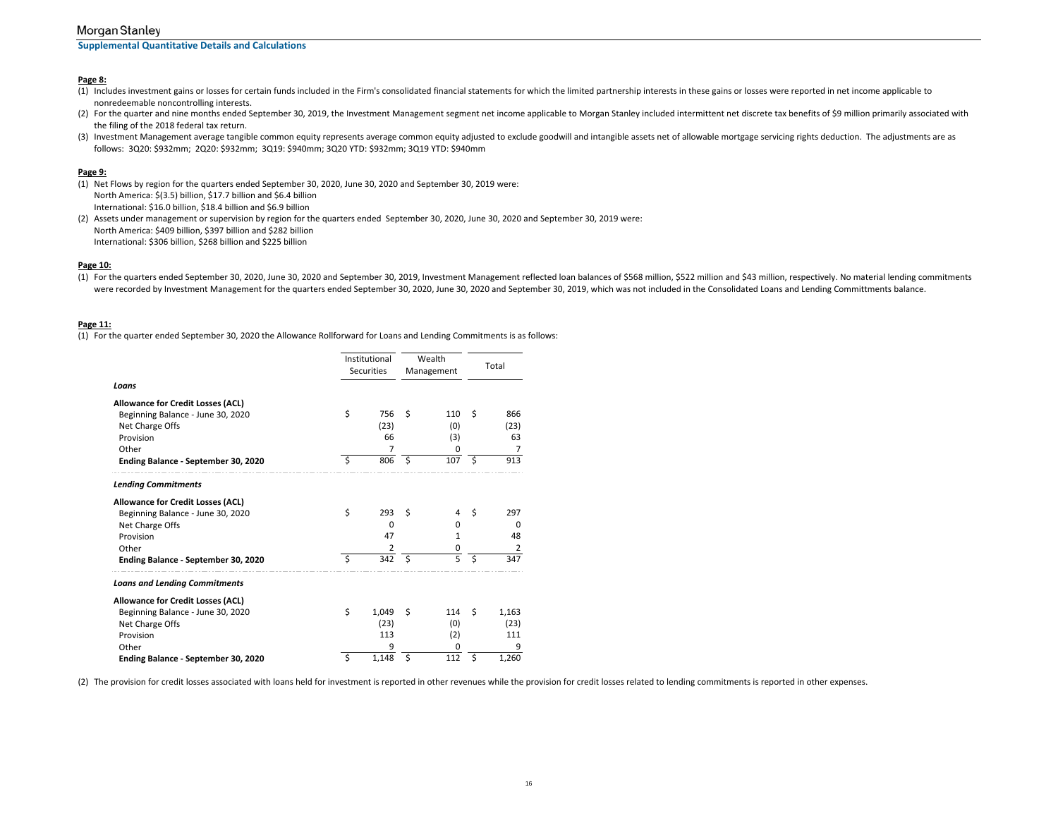Morgan Stanley

## Supplemental Quantitative Details and Calculations

**Page 8:**

(1) Includes investment gains or losses for certain funds included in the Firm's consolidated financial statements for which the limited partnership interests in these gains or losses were reported in net income applicable to nonredeemable noncontrolling interests.

(2) For the quarter and nine months ended September 30, 2019, the Investment Management segment net income applicable to Morgan Stanley included intermittent net discrete tax benefits of $9 million primarily associated with the filing of the 2018 federal tax return.

(3) Investment Management average tangible common equity represents average common equity adjusted to exclude goodwill and intangible assets net of allowable mortgage servicing rights deduction. The adjustments are as follows: 3Q20: $932mm; 2Q20: $932mm; 3Q19: $940mm; 3Q20 YTD: $932mm; 3Q19 YTD: $940mm

**Page 9:**

(1) Net Flows by region for the quarters ended September 30, 2020, June 30, 2020 and September 30, 2019 were:
North America: $(3.5) billion, $17.7 billion and $6.4 billion
International: $16.0 billion, $18.4 billion and $6.9 billion

(2) Assets under management or supervision by region for the quarters ended September 30, 2020, June 30, 2020 and September 30, 2019 were:
North America: $409 billion, $397 billion and $282 billion
International: $306 billion, $268 billion and $225 billion

**Page 10:**

(1) For the quarters ended September 30, 2020, June 30, 2020 and September 30, 2019, Investment Management reflected loan balances of $568 million, $522 million and $43 million, respectively. No material lending commitments were recorded by Investment Management for the quarters ended September 30, 2020, June 30, 2020 and September 30, 2019, which was not included in the Consolidated Loans and Lending Committments balance.

**Page 11:**

(1) For the quarter ended September 30, 2020 the Allowance Rollforward for Loans and Lending Commitments is as follows:

| | Institutional Securities | Wealth Management | Total |
|---|---|---|---|
| ***Loans*** | | | |
| **Allowance for Credit Losses (ACL)** | | | |
| Beginning Balance - June 30, 2020 | $ 756 | $ 110 | $ 866 |
| Net Charge Offs | (23) | (0) | (23) |
| Provision | 66 | (3) | 63 |
| Other | 7 | 0 | 7 |
| **Ending Balance - September 30, 2020** | $ 806 | $ 107 | $ 913 |
| ***Lending Commitments*** | | | |
| **Allowance for Credit Losses (ACL)** | | | |
| Beginning Balance - June 30, 2020 | $ 293 | $ 4 | $ 297 |
| Net Charge Offs | 0 | 0 | 0 |
| Provision | 47 | 1 | 48 |
| Other | 2 | 0 | 2 |
| **Ending Balance - September 30, 2020** | $ 342 | $ 5 | $ 347 |
| ***Loans and Lending Commitments*** | | | |
| **Allowance for Credit Losses (ACL)** | | | |
| Beginning Balance - June 30, 2020 | $ 1,049 | $ 114 | $ 1,163 |
| Net Charge Offs | (23) | (0) | (23) |
| Provision | 113 | (2) | 111 |
| Other | 9 | 0 | 9 |
| **Ending Balance - September 30, 2020** | $ 1,148 | $ 112 | $ 1,260 |

(2) The provision for credit losses associated with loans held for investment is reported in other revenues while the provision for credit losses related to lending commitments is reported in other expenses.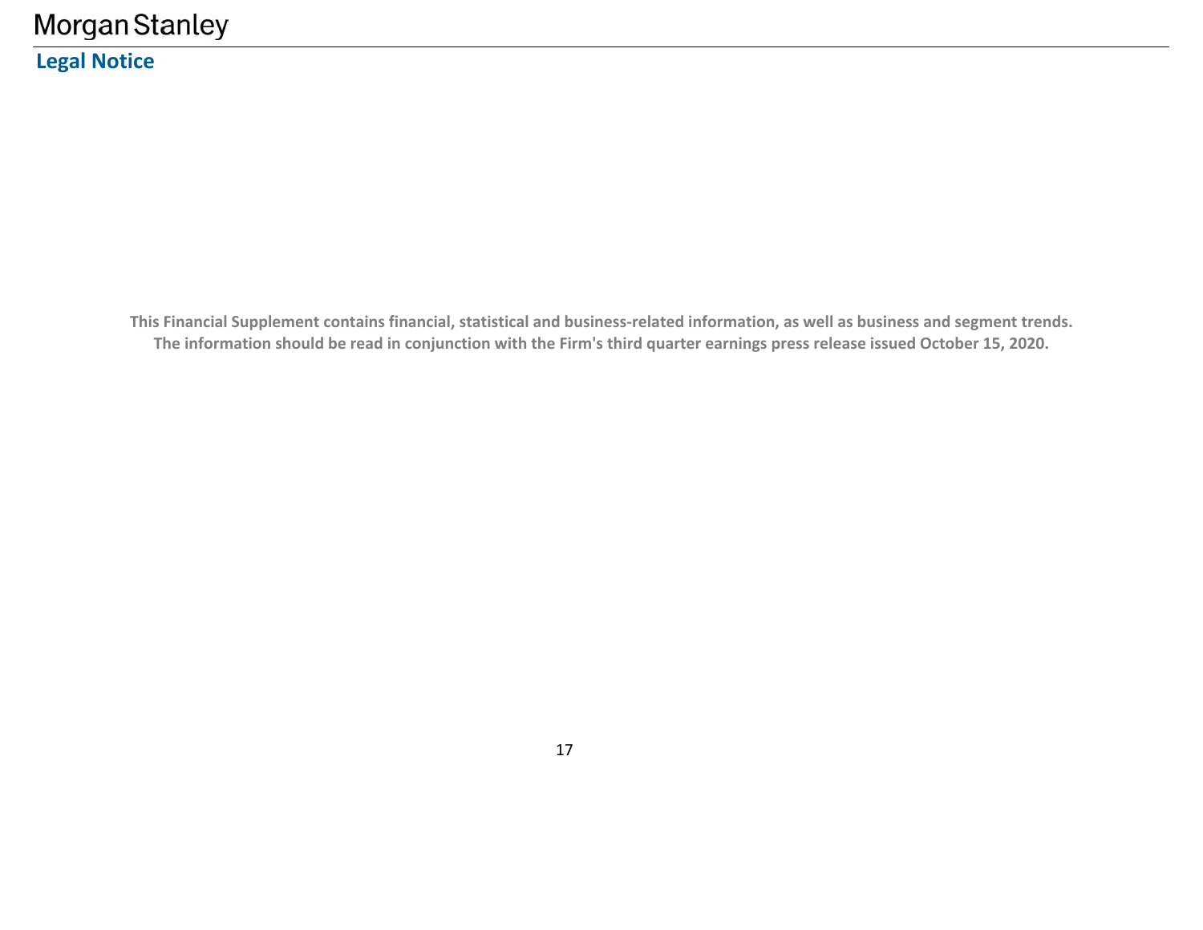## Legal Notice

**This Financial Supplement contains financial, statistical and business-related information, as well as business and segment trends. The information should be read in conjunction with the Firm's third quarter earnings press release issued October 15, 2020.**